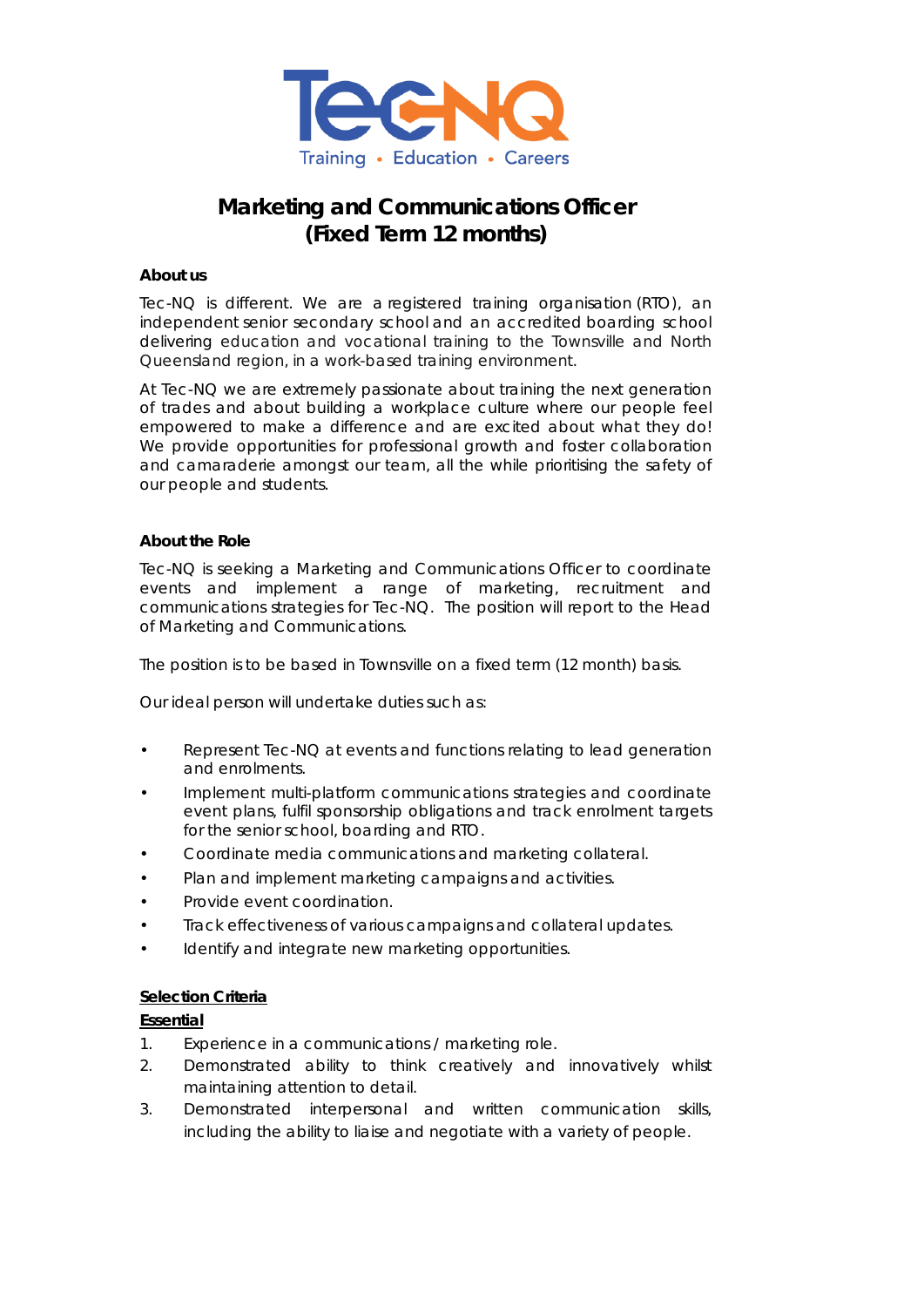Training • Education • Careers

# Marketing and Communications Officer (Fixed Term 12 months)

**About us**

Tec-NQ is different. We are a registered training organisation (RTO), an independent senior secondary school and an accredited boarding school delivering education and vocational training to the Townsville and North Queensland region, in a work-based training environment.

At Tec-NQ we are extremely passionate about training the next generation of trades and about building a workplace culture where our people feel empowered to make a difference and are excited about what they do! We provide opportunities for professional growth and foster collaboration and camaraderie amongst our team, all the while prioritising the safety of our people and students.

**About the Role**

Tec-NQ is seeking a Marketing and Communications Officer to coordinate events and implement a range of marketing, recruitment and communications strategies for Tec-NQ. The position will report to the Head of Marketing and Communications.

The position is to be based in Townsville on a fixed term (12 month) basis.

Our ideal person will undertake duties such as:

- Represent Tec-NQ at events and functions relating to lead generation and enrolments.
- Implement multi-platform communications strategies and coordinate event plans, fulfil sponsorship obligations and track enrolment targets for the senior school, boarding and RTO.
- Coordinate media communications and marketing collateral.
- Plan and implement marketing campaigns and activities.
- Provide event coordination.
- Track effectiveness of various campaigns and collateral updates.
- Identify and integrate new marketing opportunities.

**Selection Criteria**

**Essential**

1. Experience in a communications / marketing role.
2. Demonstrated ability to think creatively and innovatively whilst maintaining attention to detail.
3. Demonstrated interpersonal and written communication skills, including the ability to liaise and negotiate with a variety of people.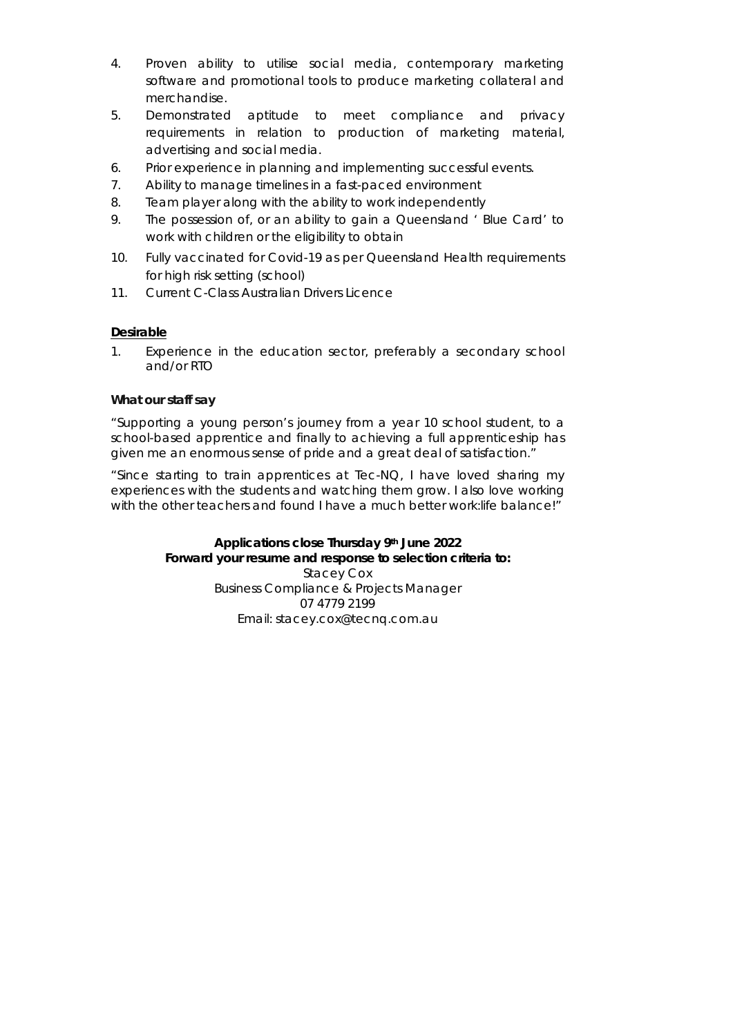4. Proven ability to utilise social media, contemporary marketing software and promotional tools to produce marketing collateral and merchandise.
5. Demonstrated aptitude to meet compliance and privacy requirements in relation to production of marketing material, advertising and social media.
6. Prior experience in planning and implementing successful events.
7. Ability to manage timelines in a fast-paced environment
8. Team player along with the ability to work independently
9. The possession of, or an ability to gain a Queensland ' Blue Card' to work with children or the eligibility to obtain
10. Fully vaccinated for Covid-19 as per Queensland Health requirements for high risk setting (school)
11. Current C-Class Australian Drivers Licence

**Desirable**

1. Experience in the education sector, preferably a secondary school and/or RTO

**What our staff say**

"Supporting a young person's journey from a year 10 school student, to a school-based apprentice and finally to achieving a full apprenticeship has given me an enormous sense of pride and a great deal of satisfaction."

"Since starting to train apprentices at Tec-NQ, I have loved sharing my experiences with the students and watching them grow. I also love working with the other teachers and found I have a much better work:life balance!"

**Applications close Thursday 9th June 2022**
**Forward your resume and response to selection criteria to:**
Stacey Cox
Business Compliance & Projects Manager
07 4779 2199
Email: stacey.cox@tecnq.com.au